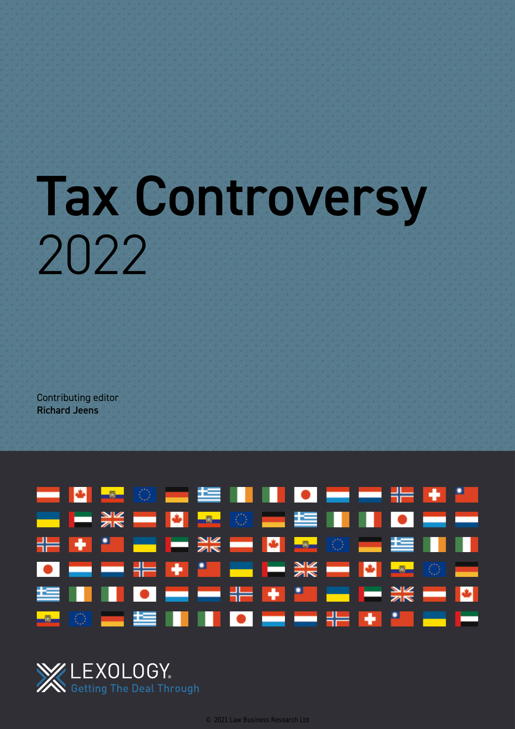# Tax Controversy 2022

Contributing editor
**Richard Jeens**

LEXOLOGY
Getting The Deal Through

© 2021 Law Business Research Ltd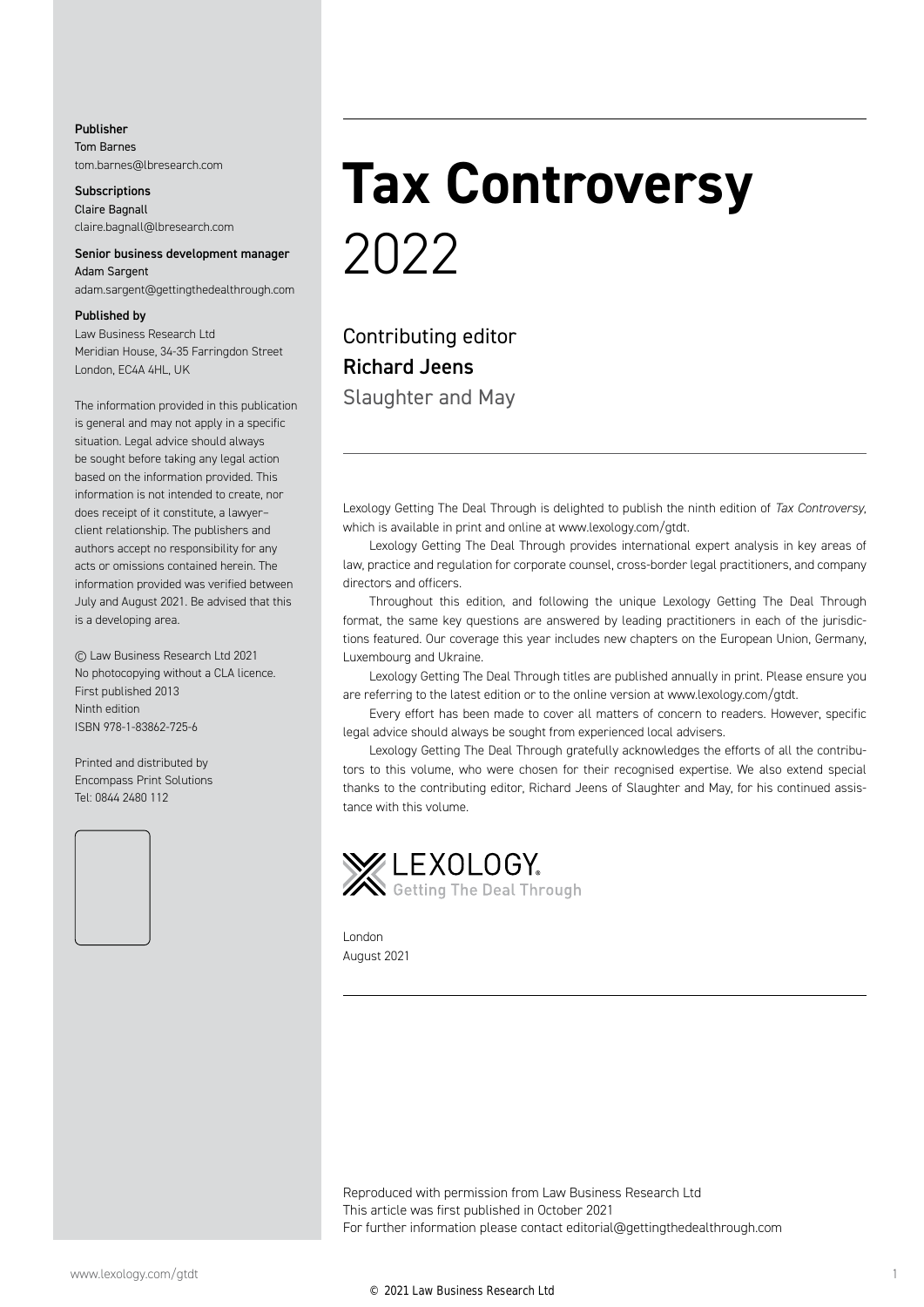Publisher
Tom Barnes
tom.barnes@lbresearch.com

Subscriptions
Claire Bagnall
claire.bagnall@lbresearch.com

Senior business development manager
Adam Sargent
adam.sargent@gettingthedealthrough.com

Published by
Law Business Research Ltd
Meridian House, 34-35 Farringdon Street
London, EC4A 4HL, UK

The information provided in this publication is general and may not apply in a specific situation. Legal advice should always be sought before taking any legal action based on the information provided. This information is not intended to create, nor does receipt of it constitute, a lawyer–client relationship. The publishers and authors accept no responsibility for any acts or omissions contained herein. The information provided was verified between July and August 2021. Be advised that this is a developing area.

© Law Business Research Ltd 2021
No photocopying without a CLA licence.
First published 2013
Ninth edition
ISBN 978-1-83862-725-6

Printed and distributed by
Encompass Print Solutions
Tel: 0844 2480 112

# Tax Controversy
2022

Contributing editor
**Richard Jeens**
Slaughter and May

Lexology Getting The Deal Through is delighted to publish the ninth edition of *Tax Controversy*, which is available in print and online at www.lexology.com/gtdt.

Lexology Getting The Deal Through provides international expert analysis in key areas of law, practice and regulation for corporate counsel, cross-border legal practitioners, and company directors and officers.

Throughout this edition, and following the unique Lexology Getting The Deal Through format, the same key questions are answered by leading practitioners in each of the jurisdictions featured. Our coverage this year includes new chapters on the European Union, Germany, Luxembourg and Ukraine.

Lexology Getting The Deal Through titles are published annually in print. Please ensure you are referring to the latest edition or to the online version at www.lexology.com/gtdt.

Every effort has been made to cover all matters of concern to readers. However, specific legal advice should always be sought from experienced local advisers.

Lexology Getting The Deal Through gratefully acknowledges the efforts of all the contributors to this volume, who were chosen for their recognised expertise. We also extend special thanks to the contributing editor, Richard Jeens of Slaughter and May, for his continued assistance with this volume.

LEXOLOGY. Getting The Deal Through

London
August 2021

Reproduced with permission from Law Business Research Ltd
This article was first published in October 2021
For further information please contact editorial@gettingthedealthrough.com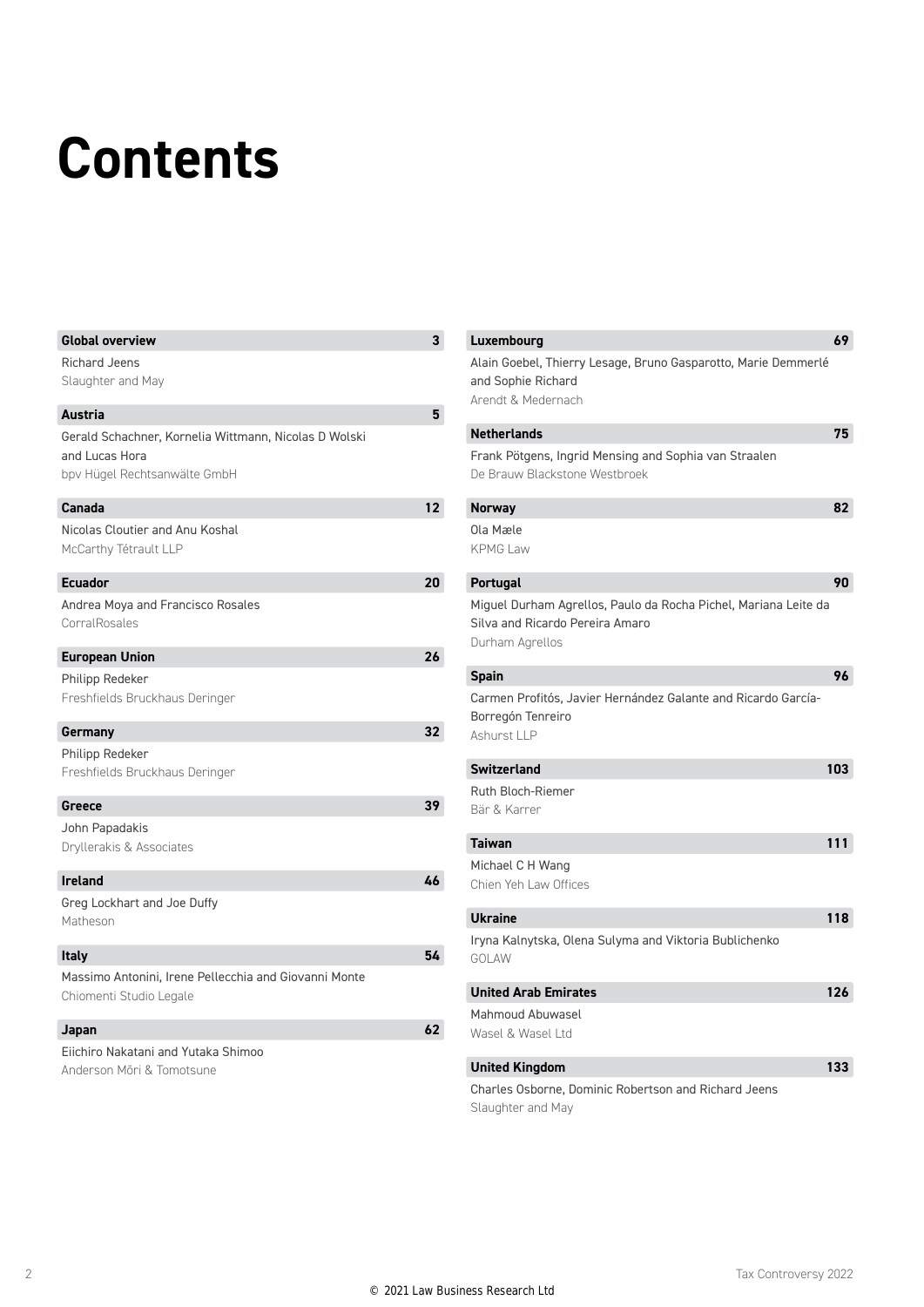# Contents

**Global overview** 3
Richard Jeens
Slaughter and May

**Austria** 5
Gerald Schachner, Kornelia Wittmann, Nicolas D Wolski and Lucas Hora
bpv Hügel Rechtsanwälte GmbH

**Canada** 12
Nicolas Cloutier and Anu Koshal
McCarthy Tétrault LLP

**Ecuador** 20
Andrea Moya and Francisco Rosales
CorralRosales

**European Union** 26
Philipp Redeker
Freshfields Bruckhaus Deringer

**Germany** 32
Philipp Redeker
Freshfields Bruckhaus Deringer

**Greece** 39
John Papadakis
Dryllerakis & Associates

**Ireland** 46
Greg Lockhart and Joe Duffy
Matheson

**Italy** 54
Massimo Antonini, Irene Pellecchia and Giovanni Monte
Chiomenti Studio Legale

**Japan** 62
Eiichiro Nakatani and Yutaka Shimoo
Anderson Mōri & Tomotsune

**Luxembourg** 69
Alain Goebel, Thierry Lesage, Bruno Gasparotto, Marie Demmerlé and Sophie Richard
Arendt & Medernach

**Netherlands** 75
Frank Pötgens, Ingrid Mensing and Sophia van Straalen
De Brauw Blackstone Westbroek

**Norway** 82
Ola Mæle
KPMG Law

**Portugal** 90
Miguel Durham Agrellos, Paulo da Rocha Pichel, Mariana Leite da Silva and Ricardo Pereira Amaro
Durham Agrellos

**Spain** 96
Carmen Profitós, Javier Hernández Galante and Ricardo García-Borregón Tenreiro
Ashurst LLP

**Switzerland** 103
Ruth Bloch-Riemer
Bär & Karrer

**Taiwan** 111
Michael C H Wang
Chien Yeh Law Offices

**Ukraine** 118
Iryna Kalnytska, Olena Sulyma and Viktoria Bublichenko
GOLAW

**United Arab Emirates** 126
Mahmoud Abuwasel
Wasel & Wasel Ltd

**United Kingdom** 133
Charles Osborne, Dominic Robertson and Richard Jeens
Slaughter and May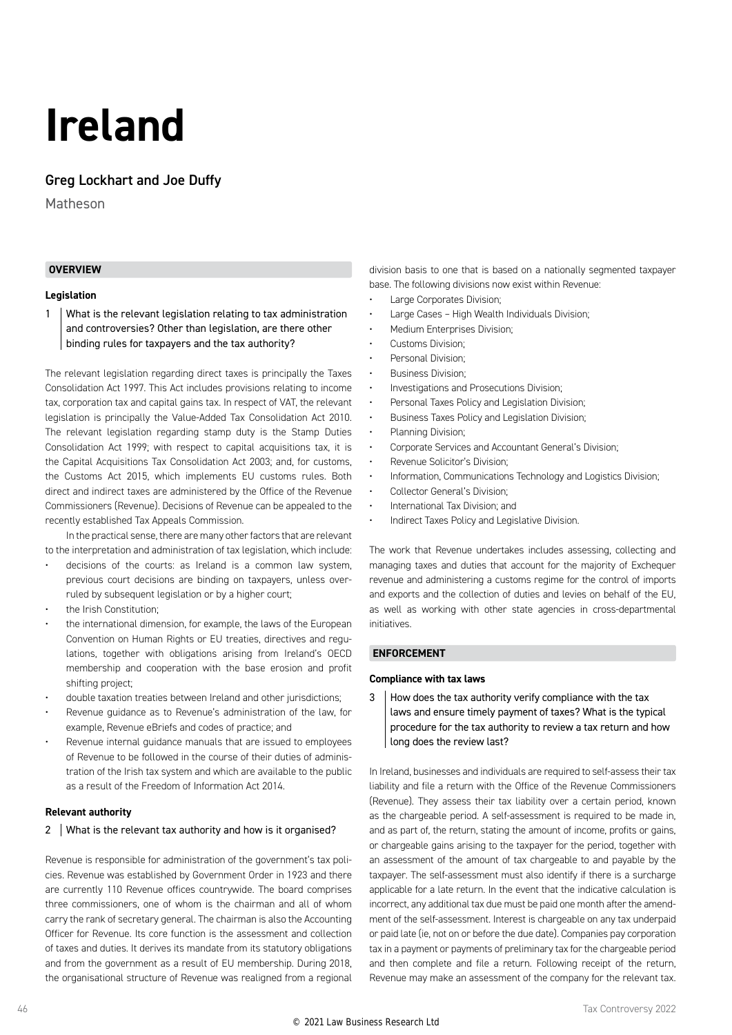# Ireland

## Greg Lockhart and Joe Duffy

Matheson

## OVERVIEW

### Legislation

**1 What is the relevant legislation relating to tax administration and controversies? Other than legislation, are there other binding rules for taxpayers and the tax authority?**

The relevant legislation regarding direct taxes is principally the Taxes Consolidation Act 1997. This Act includes provisions relating to income tax, corporation tax and capital gains tax. In respect of VAT, the relevant legislation is principally the Value-Added Tax Consolidation Act 2010. The relevant legislation regarding stamp duty is the Stamp Duties Consolidation Act 1999; with respect to capital acquisitions tax, it is the Capital Acquisitions Tax Consolidation Act 2003; and, for customs, the Customs Act 2015, which implements EU customs rules. Both direct and indirect taxes are administered by the Office of the Revenue Commissioners (Revenue). Decisions of Revenue can be appealed to the recently established Tax Appeals Commission.

In the practical sense, there are many other factors that are relevant to the interpretation and administration of tax legislation, which include:

- decisions of the courts: as Ireland is a common law system, previous court decisions are binding on taxpayers, unless overruled by subsequent legislation or by a higher court;
- the Irish Constitution;
- the international dimension, for example, the laws of the European Convention on Human Rights or EU treaties, directives and regulations, together with obligations arising from Ireland's OECD membership and cooperation with the base erosion and profit shifting project;
- double taxation treaties between Ireland and other jurisdictions;
- Revenue guidance as to Revenue's administration of the law, for example, Revenue eBriefs and codes of practice; and
- Revenue internal guidance manuals that are issued to employees of Revenue to be followed in the course of their duties of administration of the Irish tax system and which are available to the public as a result of the Freedom of Information Act 2014.

### Relevant authority

**2 What is the relevant tax authority and how is it organised?**

Revenue is responsible for administration of the government's tax policies. Revenue was established by Government Order in 1923 and there are currently 110 Revenue offices countrywide. The board comprises three commissioners, one of whom is the chairman and all of whom carry the rank of secretary general. The chairman is also the Accounting Officer for Revenue. Its core function is the assessment and collection of taxes and duties. It derives its mandate from its statutory obligations and from the government as a result of EU membership. During 2018, the organisational structure of Revenue was realigned from a regional division basis to one that is based on a nationally segmented taxpayer base. The following divisions now exist within Revenue:

- Large Corporates Division;
- Large Cases – High Wealth Individuals Division;
- Medium Enterprises Division;
- Customs Division;
- Personal Division;
- Business Division;
- Investigations and Prosecutions Division;
- Personal Taxes Policy and Legislation Division;
- Business Taxes Policy and Legislation Division;
- Planning Division;
- Corporate Services and Accountant General's Division;
- Revenue Solicitor's Division;
- Information, Communications Technology and Logistics Division;
- Collector General's Division;
- International Tax Division; and
- Indirect Taxes Policy and Legislative Division.

The work that Revenue undertakes includes assessing, collecting and managing taxes and duties that account for the majority of Exchequer revenue and administering a customs regime for the control of imports and exports and the collection of duties and levies on behalf of the EU, as well as working with other state agencies in cross-departmental initiatives.

## ENFORCEMENT

### Compliance with tax laws

**3 How does the tax authority verify compliance with the tax laws and ensure timely payment of taxes? What is the typical procedure for the tax authority to review a tax return and how long does the review last?**

In Ireland, businesses and individuals are required to self-assess their tax liability and file a return with the Office of the Revenue Commissioners (Revenue). They assess their tax liability over a certain period, known as the chargeable period. A self-assessment is required to be made in, and as part of, the return, stating the amount of income, profits or gains, or chargeable gains arising to the taxpayer for the period, together with an assessment of the amount of tax chargeable to and payable by the taxpayer. The self-assessment must also identify if there is a surcharge applicable for a late return. In the event that the indicative calculation is incorrect, any additional tax due must be paid one month after the amendment of the self-assessment. Interest is chargeable on any tax underpaid or paid late (ie, not on or before the due date). Companies pay corporation tax in a payment or payments of preliminary tax for the chargeable period and then complete and file a return. Following receipt of the return, Revenue may make an assessment of the company for the relevant tax.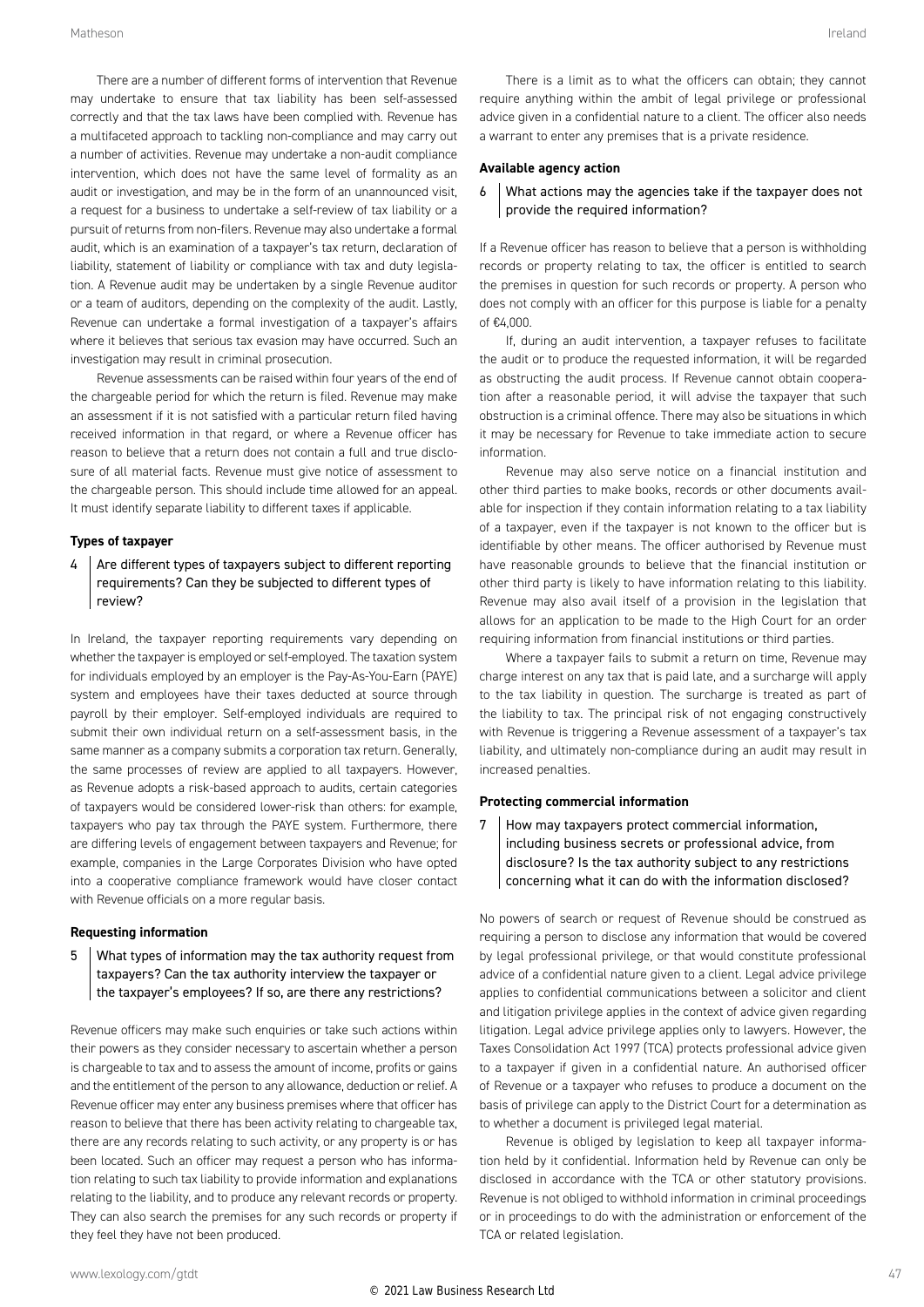There are a number of different forms of intervention that Revenue may undertake to ensure that tax liability has been self-assessed correctly and that the tax laws have been complied with. Revenue has a multifaceted approach to tackling non-compliance and may carry out a number of activities. Revenue may undertake a non-audit compliance intervention, which does not have the same level of formality as an audit or investigation, and may be in the form of an unannounced visit, a request for a business to undertake a self-review of tax liability or a pursuit of returns from non-filers. Revenue may also undertake a formal audit, which is an examination of a taxpayer's tax return, declaration of liability, statement of liability or compliance with tax and duty legislation. A Revenue audit may be undertaken by a single Revenue auditor or a team of auditors, depending on the complexity of the audit. Lastly, Revenue can undertake a formal investigation of a taxpayer's affairs where it believes that serious tax evasion may have occurred. Such an investigation may result in criminal prosecution.

Revenue assessments can be raised within four years of the end of the chargeable period for which the return is filed. Revenue may make an assessment if it is not satisfied with a particular return filed having received information in that regard, or where a Revenue officer has reason to believe that a return does not contain a full and true disclosure of all material facts. Revenue must give notice of assessment to the chargeable person. This should include time allowed for an appeal. It must identify separate liability to different taxes if applicable.

### Types of taxpayer

**4 Are different types of taxpayers subject to different reporting requirements? Can they be subjected to different types of review?**

In Ireland, the taxpayer reporting requirements vary depending on whether the taxpayer is employed or self-employed. The taxation system for individuals employed by an employer is the Pay-As-You-Earn (PAYE) system and employees have their taxes deducted at source through payroll by their employer. Self-employed individuals are required to submit their own individual return on a self-assessment basis, in the same manner as a company submits a corporation tax return. Generally, the same processes of review are applied to all taxpayers. However, as Revenue adopts a risk-based approach to audits, certain categories of taxpayers would be considered lower-risk than others: for example, taxpayers who pay tax through the PAYE system. Furthermore, there are differing levels of engagement between taxpayers and Revenue; for example, companies in the Large Corporates Division who have opted into a cooperative compliance framework would have closer contact with Revenue officials on a more regular basis.

### Requesting information

**5 What types of information may the tax authority request from taxpayers? Can the tax authority interview the taxpayer or the taxpayer's employees? If so, are there any restrictions?**

Revenue officers may make such enquiries or take such actions within their powers as they consider necessary to ascertain whether a person is chargeable to tax and to assess the amount of income, profits or gains and the entitlement of the person to any allowance, deduction or relief. A Revenue officer may enter any business premises where that officer has reason to believe that there has been activity relating to chargeable tax, there are any records relating to such activity, or any property is or has been located. Such an officer may request a person who has information relating to such tax liability to provide information and explanations relating to the liability, and to produce any relevant records or property. They can also search the premises for any such records or property if they feel they have not been produced.

There is a limit as to what the officers can obtain; they cannot require anything within the ambit of legal privilege or professional advice given in a confidential nature to a client. The officer also needs a warrant to enter any premises that is a private residence.

### Available agency action

**6 What actions may the agencies take if the taxpayer does not provide the required information?**

If a Revenue officer has reason to believe that a person is withholding records or property relating to tax, the officer is entitled to search the premises in question for such records or property. A person who does not comply with an officer for this purpose is liable for a penalty of €4,000.

If, during an audit intervention, a taxpayer refuses to facilitate the audit or to produce the requested information, it will be regarded as obstructing the audit process. If Revenue cannot obtain cooperation after a reasonable period, it will advise the taxpayer that such obstruction is a criminal offence. There may also be situations in which it may be necessary for Revenue to take immediate action to secure information.

Revenue may also serve notice on a financial institution and other third parties to make books, records or other documents available for inspection if they contain information relating to a tax liability of a taxpayer, even if the taxpayer is not known to the officer but is identifiable by other means. The officer authorised by Revenue must have reasonable grounds to believe that the financial institution or other third party is likely to have information relating to this liability. Revenue may also avail itself of a provision in the legislation that allows for an application to be made to the High Court for an order requiring information from financial institutions or third parties.

Where a taxpayer fails to submit a return on time, Revenue may charge interest on any tax that is paid late, and a surcharge will apply to the tax liability in question. The surcharge is treated as part of the liability to tax. The principal risk of not engaging constructively with Revenue is triggering a Revenue assessment of a taxpayer's tax liability, and ultimately non-compliance during an audit may result in increased penalties.

### Protecting commercial information

**7 How may taxpayers protect commercial information, including business secrets or professional advice, from disclosure? Is the tax authority subject to any restrictions concerning what it can do with the information disclosed?**

No powers of search or request of Revenue should be construed as requiring a person to disclose any information that would be covered by legal professional privilege, or that would constitute professional advice of a confidential nature given to a client. Legal advice privilege applies to confidential communications between a solicitor and client and litigation privilege applies in the context of advice given regarding litigation. Legal advice privilege applies only to lawyers. However, the Taxes Consolidation Act 1997 (TCA) protects professional advice given to a taxpayer if given in a confidential nature. An authorised officer of Revenue or a taxpayer who refuses to produce a document on the basis of privilege can apply to the District Court for a determination as to whether a document is privileged legal material.

Revenue is obliged by legislation to keep all taxpayer information held by it confidential. Information held by Revenue can only be disclosed in accordance with the TCA or other statutory provisions. Revenue is not obliged to withhold information in criminal proceedings or in proceedings to do with the administration or enforcement of the TCA or related legislation.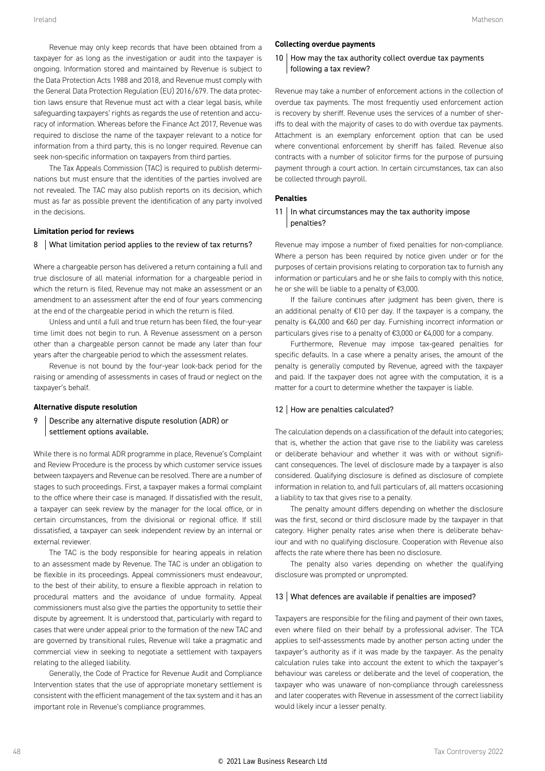Revenue may only keep records that have been obtained from a taxpayer for as long as the investigation or audit into the taxpayer is ongoing. Information stored and maintained by Revenue is subject to the Data Protection Acts 1988 and 2018, and Revenue must comply with the General Data Protection Regulation (EU) 2016/679. The data protection laws ensure that Revenue must act with a clear legal basis, while safeguarding taxpayers' rights as regards the use of retention and accuracy of information. Whereas before the Finance Act 2017, Revenue was required to disclose the name of the taxpayer relevant to a notice for information from a third party, this is no longer required. Revenue can seek non-specific information on taxpayers from third parties.

The Tax Appeals Commission (TAC) is required to publish determinations but must ensure that the identities of the parties involved are not revealed. The TAC may also publish reports on its decision, which must as far as possible prevent the identification of any party involved in the decisions.

### Limitation period for reviews

**8 | What limitation period applies to the review of tax returns?**

Where a chargeable person has delivered a return containing a full and true disclosure of all material information for a chargeable period in which the return is filed, Revenue may not make an assessment or an amendment to an assessment after the end of four years commencing at the end of the chargeable period in which the return is filed.

Unless and until a full and true return has been filed, the four-year time limit does not begin to run. A Revenue assessment on a person other than a chargeable person cannot be made any later than four years after the chargeable period to which the assessment relates.

Revenue is not bound by the four-year look-back period for the raising or amending of assessments in cases of fraud or neglect on the taxpayer's behalf.

### Alternative dispute resolution

**9 | Describe any alternative dispute resolution (ADR) or settlement options available.**

While there is no formal ADR programme in place, Revenue's Complaint and Review Procedure is the process by which customer service issues between taxpayers and Revenue can be resolved. There are a number of stages to such proceedings. First, a taxpayer makes a formal complaint to the office where their case is managed. If dissatisfied with the result, a taxpayer can seek review by the manager for the local office, or in certain circumstances, from the divisional or regional office. If still dissatisfied, a taxpayer can seek independent review by an internal or external reviewer.

The TAC is the body responsible for hearing appeals in relation to an assessment made by Revenue. The TAC is under an obligation to be flexible in its proceedings. Appeal commissioners must endeavour, to the best of their ability, to ensure a flexible approach in relation to procedural matters and the avoidance of undue formality. Appeal commissioners must also give the parties the opportunity to settle their dispute by agreement. It is understood that, particularly with regard to cases that were under appeal prior to the formation of the new TAC and are governed by transitional rules, Revenue will take a pragmatic and commercial view in seeking to negotiate a settlement with taxpayers relating to the alleged liability.

Generally, the Code of Practice for Revenue Audit and Compliance Intervention states that the use of appropriate monetary settlement is consistent with the efficient management of the tax system and it has an important role in Revenue's compliance programmes.

### Collecting overdue payments

**10 | How may the tax authority collect overdue tax payments following a tax review?**

Revenue may take a number of enforcement actions in the collection of overdue tax payments. The most frequently used enforcement action is recovery by sheriff. Revenue uses the services of a number of sheriffs to deal with the majority of cases to do with overdue tax payments. Attachment is an exemplary enforcement option that can be used where conventional enforcement by sheriff has failed. Revenue also contracts with a number of solicitor firms for the purpose of pursuing payment through a court action. In certain circumstances, tax can also be collected through payroll.

### Penalties

**11 | In what circumstances may the tax authority impose penalties?**

Revenue may impose a number of fixed penalties for non-compliance. Where a person has been required by notice given under or for the purposes of certain provisions relating to corporation tax to furnish any information or particulars and he or she fails to comply with this notice, he or she will be liable to a penalty of €3,000.

If the failure continues after judgment has been given, there is an additional penalty of €10 per day. If the taxpayer is a company, the penalty is €4,000 and €60 per day. Furnishing incorrect information or particulars gives rise to a penalty of €3,000 or €4,000 for a company.

Furthermore, Revenue may impose tax-geared penalties for specific defaults. In a case where a penalty arises, the amount of the penalty is generally computed by Revenue, agreed with the taxpayer and paid. If the taxpayer does not agree with the computation, it is a matter for a court to determine whether the taxpayer is liable.

**12 | How are penalties calculated?**

The calculation depends on a classification of the default into categories; that is, whether the action that gave rise to the liability was careless or deliberate behaviour and whether it was with or without significant consequences. The level of disclosure made by a taxpayer is also considered. Qualifying disclosure is defined as disclosure of complete information in relation to, and full particulars of, all matters occasioning a liability to tax that gives rise to a penalty.

The penalty amount differs depending on whether the disclosure was the first, second or third disclosure made by the taxpayer in that category. Higher penalty rates arise when there is deliberate behaviour and with no qualifying disclosure. Cooperation with Revenue also affects the rate where there has been no disclosure.

The penalty also varies depending on whether the qualifying disclosure was prompted or unprompted.

**13 | What defences are available if penalties are imposed?**

Taxpayers are responsible for the filing and payment of their own taxes, even where filed on their behalf by a professional adviser. The TCA applies to self-assessments made by another person acting under the taxpayer's authority as if it was made by the taxpayer. As the penalty calculation rules take into account the extent to which the taxpayer's behaviour was careless or deliberate and the level of cooperation, the taxpayer who was unaware of non-compliance through carelessness and later cooperates with Revenue in assessment of the correct liability would likely incur a lesser penalty.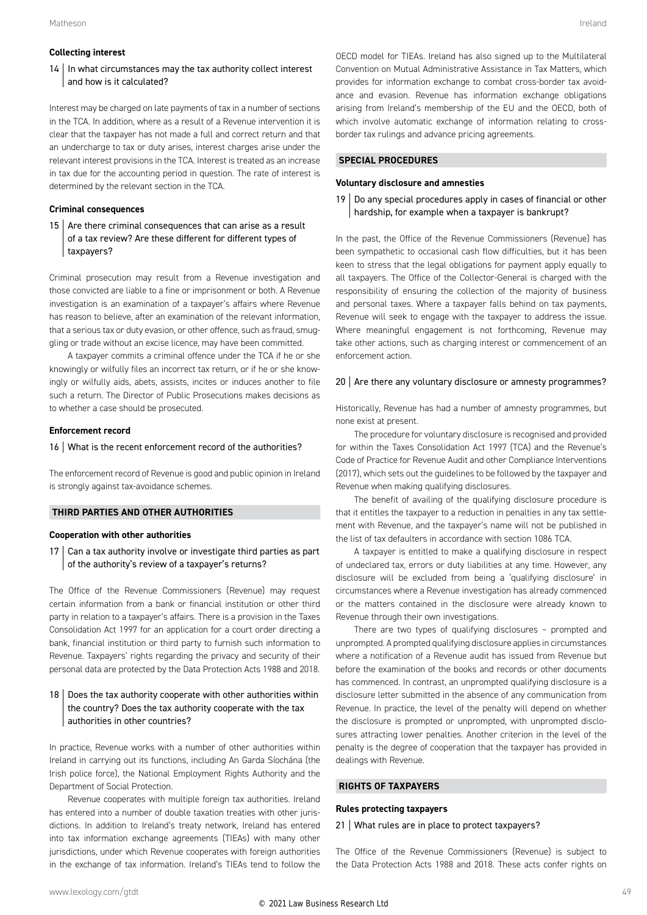### Collecting interest

**14 | In what circumstances may the tax authority collect interest and how is it calculated?**

Interest may be charged on late payments of tax in a number of sections in the TCA. In addition, where as a result of a Revenue intervention it is clear that the taxpayer has not made a full and correct return and that an undercharge to tax or duty arises, interest charges arise under the relevant interest provisions in the TCA. Interest is treated as an increase in tax due for the accounting period in question. The rate of interest is determined by the relevant section in the TCA.

### Criminal consequences

**15 | Are there criminal consequences that can arise as a result of a tax review? Are these different for different types of taxpayers?**

Criminal prosecution may result from a Revenue investigation and those convicted are liable to a fine or imprisonment or both. A Revenue investigation is an examination of a taxpayer's affairs where Revenue has reason to believe, after an examination of the relevant information, that a serious tax or duty evasion, or other offence, such as fraud, smuggling or trade without an excise licence, may have been committed.

A taxpayer commits a criminal offence under the TCA if he or she knowingly or wilfully files an incorrect tax return, or if he or she knowingly or wilfully aids, abets, assists, incites or induces another to file such a return. The Director of Public Prosecutions makes decisions as to whether a case should be prosecuted.

### Enforcement record

**16 | What is the recent enforcement record of the authorities?**

The enforcement record of Revenue is good and public opinion in Ireland is strongly against tax-avoidance schemes.

## THIRD PARTIES AND OTHER AUTHORITIES

### Cooperation with other authorities

**17 | Can a tax authority involve or investigate third parties as part of the authority's review of a taxpayer's returns?**

The Office of the Revenue Commissioners (Revenue) may request certain information from a bank or financial institution or other third party in relation to a taxpayer's affairs. There is a provision in the Taxes Consolidation Act 1997 for an application for a court order directing a bank, financial institution or third party to furnish such information to Revenue. Taxpayers' rights regarding the privacy and security of their personal data are protected by the Data Protection Acts 1988 and 2018.

**18 | Does the tax authority cooperate with other authorities within the country? Does the tax authority cooperate with the tax authorities in other countries?**

In practice, Revenue works with a number of other authorities within Ireland in carrying out its functions, including An Garda Síochána (the Irish police force), the National Employment Rights Authority and the Department of Social Protection.

Revenue cooperates with multiple foreign tax authorities. Ireland has entered into a number of double taxation treaties with other jurisdictions. In addition to Ireland's treaty network, Ireland has entered into tax information exchange agreements (TIEAs) with many other jurisdictions, under which Revenue cooperates with foreign authorities in the exchange of tax information. Ireland's TIEAs tend to follow the OECD model for TIEAs. Ireland has also signed up to the Multilateral Convention on Mutual Administrative Assistance in Tax Matters, which provides for information exchange to combat cross-border tax avoidance and evasion. Revenue has information exchange obligations arising from Ireland's membership of the EU and the OECD, both of which involve automatic exchange of information relating to cross-border tax rulings and advance pricing agreements.

## SPECIAL PROCEDURES

### Voluntary disclosure and amnesties

**19 | Do any special procedures apply in cases of financial or other hardship, for example when a taxpayer is bankrupt?**

In the past, the Office of the Revenue Commissioners (Revenue) has been sympathetic to occasional cash flow difficulties, but it has been keen to stress that the legal obligations for payment apply equally to all taxpayers. The Office of the Collector-General is charged with the responsibility of ensuring the collection of the majority of business and personal taxes. Where a taxpayer falls behind on tax payments, Revenue will seek to engage with the taxpayer to address the issue. Where meaningful engagement is not forthcoming, Revenue may take other actions, such as charging interest or commencement of an enforcement action.

**20 | Are there any voluntary disclosure or amnesty programmes?**

Historically, Revenue has had a number of amnesty programmes, but none exist at present.

The procedure for voluntary disclosure is recognised and provided for within the Taxes Consolidation Act 1997 (TCA) and the Revenue's Code of Practice for Revenue Audit and other Compliance Interventions (2017), which sets out the guidelines to be followed by the taxpayer and Revenue when making qualifying disclosures.

The benefit of availing of the qualifying disclosure procedure is that it entitles the taxpayer to a reduction in penalties in any tax settlement with Revenue, and the taxpayer's name will not be published in the list of tax defaulters in accordance with section 1086 TCA.

A taxpayer is entitled to make a qualifying disclosure in respect of undeclared tax, errors or duty liabilities at any time. However, any disclosure will be excluded from being a 'qualifying disclosure' in circumstances where a Revenue investigation has already commenced or the matters contained in the disclosure were already known to Revenue through their own investigations.

There are two types of qualifying disclosures – prompted and unprompted. A prompted qualifying disclosure applies in circumstances where a notification of a Revenue audit has issued from Revenue but before the examination of the books and records or other documents has commenced. In contrast, an unprompted qualifying disclosure is a disclosure letter submitted in the absence of any communication from Revenue. In practice, the level of the penalty will depend on whether the disclosure is prompted or unprompted, with unprompted disclosures attracting lower penalties. Another criterion in the level of the penalty is the degree of cooperation that the taxpayer has provided in dealings with Revenue.

## RIGHTS OF TAXPAYERS

### Rules protecting taxpayers

**21 | What rules are in place to protect taxpayers?**

The Office of the Revenue Commissioners (Revenue) is subject to the Data Protection Acts 1988 and 2018. These acts confer rights on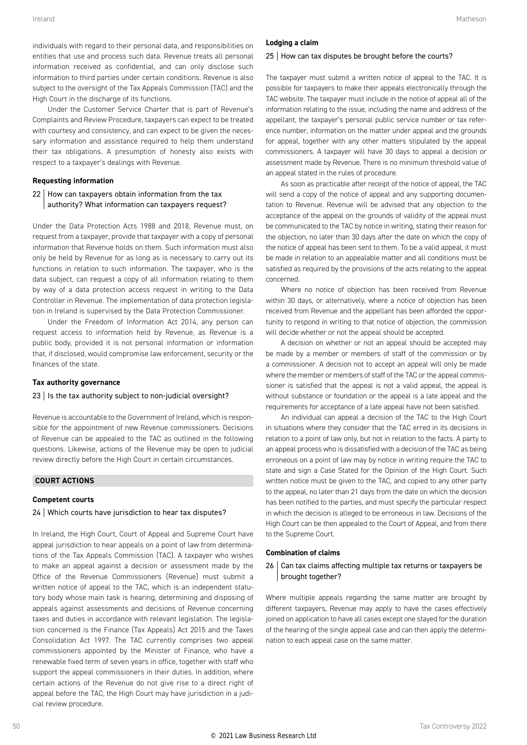individuals with regard to their personal data, and responsibilities on entities that use and process such data. Revenue treats all personal information received as confidential, and can only disclose such information to third parties under certain conditions. Revenue is also subject to the oversight of the Tax Appeals Commission (TAC) and the High Court in the discharge of its functions.

Under the Customer Service Charter that is part of Revenue's Complaints and Review Procedure, taxpayers can expect to be treated with courtesy and consistency, and can expect to be given the necessary information and assistance required to help them understand their tax obligations. A presumption of honesty also exists with respect to a taxpayer's dealings with Revenue.

**Requesting information**

### 22 | How can taxpayers obtain information from the tax authority? What information can taxpayers request?

Under the Data Protection Acts 1988 and 2018, Revenue must, on request from a taxpayer, provide that taxpayer with a copy of personal information that Revenue holds on them. Such information must also only be held by Revenue for as long as is necessary to carry out its functions in relation to such information. The taxpayer, who is the data subject, can request a copy of all information relating to them by way of a data protection access request in writing to the Data Controller in Revenue. The implementation of data protection legislation in Ireland is supervised by the Data Protection Commissioner.

Under the Freedom of Information Act 2014, any person can request access to information held by Revenue, as Revenue is a public body, provided it is not personal information or information that, if disclosed, would compromise law enforcement, security or the finances of the state.

**Tax authority governance**

### 23 | Is the tax authority subject to non-judicial oversight?

Revenue is accountable to the Government of Ireland, which is responsible for the appointment of new Revenue commissioners. Decisions of Revenue can be appealed to the TAC as outlined in the following questions. Likewise, actions of the Revenue may be open to judicial review directly before the High Court in certain circumstances.

## COURT ACTIONS

**Competent courts**

### 24 | Which courts have jurisdiction to hear tax disputes?

In Ireland, the High Court, Court of Appeal and Supreme Court have appeal jurisdiction to hear appeals on a point of law from determinations of the Tax Appeals Commission (TAC). A taxpayer who wishes to make an appeal against a decision or assessment made by the Office of the Revenue Commissioners (Revenue) must submit a written notice of appeal to the TAC, which is an independent statutory body whose main task is hearing, determining and disposing of appeals against assessments and decisions of Revenue concerning taxes and duties in accordance with relevant legislation. The legislation concerned is the Finance (Tax Appeals) Act 2015 and the Taxes Consolidation Act 1997. The TAC currently comprises two appeal commissioners appointed by the Minister of Finance, who have a renewable fixed term of seven years in office, together with staff who support the appeal commissioners in their duties. In addition, where certain actions of the Revenue do not give rise to a direct right of appeal before the TAC, the High Court may have jurisdiction in a judicial review procedure.

**Lodging a claim**

### 25 | How can tax disputes be brought before the courts?

The taxpayer must submit a written notice of appeal to the TAC. It is possible for taxpayers to make their appeals electronically through the TAC website. The taxpayer must include in the notice of appeal all of the information relating to the issue, including the name and address of the appellant, the taxpayer's personal public service number or tax reference number, information on the matter under appeal and the grounds for appeal, together with any other matters stipulated by the appeal commissioners. A taxpayer will have 30 days to appeal a decision or assessment made by Revenue. There is no minimum threshold value of an appeal stated in the rules of procedure.

As soon as practicable after receipt of the notice of appeal, the TAC will send a copy of the notice of appeal and any supporting documentation to Revenue. Revenue will be advised that any objection to the acceptance of the appeal on the grounds of validity of the appeal must be communicated to the TAC by notice in writing, stating their reason for the objection, no later than 30 days after the date on which the copy of the notice of appeal has been sent to them. To be a valid appeal, it must be made in relation to an appealable matter and all conditions must be satisfied as required by the provisions of the acts relating to the appeal concerned.

Where no notice of objection has been received from Revenue within 30 days, or alternatively, where a notice of objection has been received from Revenue and the appellant has been afforded the opportunity to respond in writing to that notice of objection, the commission will decide whether or not the appeal should be accepted.

A decision on whether or not an appeal should be accepted may be made by a member or members of staff of the commission or by a commissioner. A decision not to accept an appeal will only be made where the member or members of staff of the TAC or the appeal commissioner is satisfied that the appeal is not a valid appeal, the appeal is without substance or foundation or the appeal is a late appeal and the requirements for acceptance of a late appeal have not been satisfied.

An individual can appeal a decision of the TAC to the High Court in situations where they consider that the TAC erred in its decisions in relation to a point of law only, but not in relation to the facts. A party to an appeal process who is dissatisfied with a decision of the TAC as being erroneous on a point of law may by notice in writing require the TAC to state and sign a Case Stated for the Opinion of the High Court. Such written notice must be given to the TAC, and copied to any other party to the appeal, no later than 21 days from the date on which the decision has been notified to the parties, and must specify the particular respect in which the decision is alleged to be erroneous in law. Decisions of the High Court can be then appealed to the Court of Appeal, and from there to the Supreme Court.

**Combination of claims**

### 26 | Can tax claims affecting multiple tax returns or taxpayers be brought together?

Where multiple appeals regarding the same matter are brought by different taxpayers, Revenue may apply to have the cases effectively joined on application to have all cases except one stayed for the duration of the hearing of the single appeal case and can then apply the determination to each appeal case on the same matter.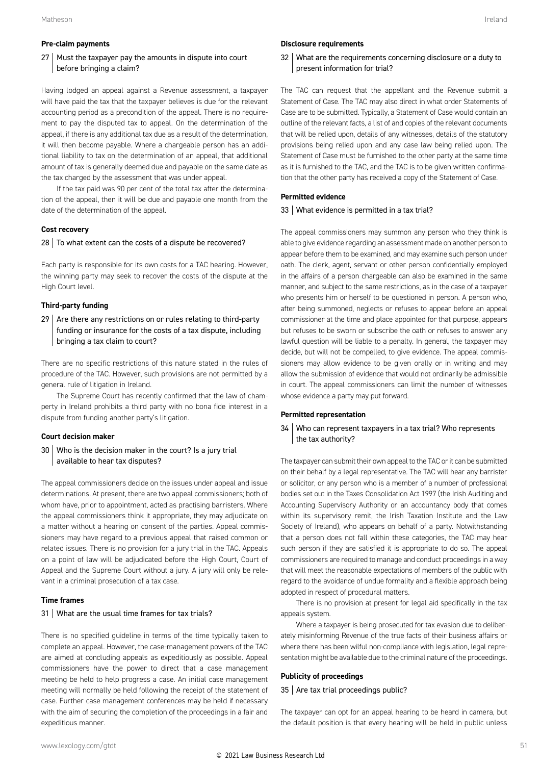### Pre-claim payments

**27 | Must the taxpayer pay the amounts in dispute into court before bringing a claim?**

Having lodged an appeal against a Revenue assessment, a taxpayer will have paid the tax that the taxpayer believes is due for the relevant accounting period as a precondition of the appeal. There is no requirement to pay the disputed tax to appeal. On the determination of the appeal, if there is any additional tax due as a result of the determination, it will then become payable. Where a chargeable person has an additional liability to tax on the determination of an appeal, that additional amount of tax is generally deemed due and payable on the same date as the tax charged by the assessment that was under appeal.

If the tax paid was 90 per cent of the total tax after the determination of the appeal, then it will be due and payable one month from the date of the determination of the appeal.

### Cost recovery

**28 | To what extent can the costs of a dispute be recovered?**

Each party is responsible for its own costs for a TAC hearing. However, the winning party may seek to recover the costs of the dispute at the High Court level.

### Third-party funding

**29 | Are there any restrictions on or rules relating to third-party funding or insurance for the costs of a tax dispute, including bringing a tax claim to court?**

There are no specific restrictions of this nature stated in the rules of procedure of the TAC. However, such provisions are not permitted by a general rule of litigation in Ireland.

The Supreme Court has recently confirmed that the law of champerty in Ireland prohibits a third party with no bona fide interest in a dispute from funding another party's litigation.

### Court decision maker

**30 | Who is the decision maker in the court? Is a jury trial available to hear tax disputes?**

The appeal commissioners decide on the issues under appeal and issue determinations. At present, there are two appeal commissioners; both of whom have, prior to appointment, acted as practising barristers. Where the appeal commissioners think it appropriate, they may adjudicate on a matter without a hearing on consent of the parties. Appeal commissioners may have regard to a previous appeal that raised common or related issues. There is no provision for a jury trial in the TAC. Appeals on a point of law will be adjudicated before the High Court, Court of Appeal and the Supreme Court without a jury. A jury will only be relevant in a criminal prosecution of a tax case.

### Time frames

**31 | What are the usual time frames for tax trials?**

There is no specified guideline in terms of the time typically taken to complete an appeal. However, the case-management powers of the TAC are aimed at concluding appeals as expeditiously as possible. Appeal commissioners have the power to direct that a case management meeting be held to help progress a case. An initial case management meeting will normally be held following the receipt of the statement of case. Further case management conferences may be held if necessary with the aim of securing the completion of the proceedings in a fair and expeditious manner.

### Disclosure requirements

**32 | What are the requirements concerning disclosure or a duty to present information for trial?**

The TAC can request that the appellant and the Revenue submit a Statement of Case. The TAC may also direct in what order Statements of Case are to be submitted. Typically, a Statement of Case would contain an outline of the relevant facts, a list of and copies of the relevant documents that will be relied upon, details of any witnesses, details of the statutory provisions being relied upon and any case law being relied upon. The Statement of Case must be furnished to the other party at the same time as it is furnished to the TAC, and the TAC is to be given written confirmation that the other party has received a copy of the Statement of Case.

### Permitted evidence

**33 | What evidence is permitted in a tax trial?**

The appeal commissioners may summon any person who they think is able to give evidence regarding an assessment made on another person to appear before them to be examined, and may examine such person under oath. The clerk, agent, servant or other person confidentially employed in the affairs of a person chargeable can also be examined in the same manner, and subject to the same restrictions, as in the case of a taxpayer who presents him or herself to be questioned in person. A person who, after being summoned, neglects or refuses to appear before an appeal commissioner at the time and place appointed for that purpose, appears but refuses to be sworn or subscribe the oath or refuses to answer any lawful question will be liable to a penalty. In general, the taxpayer may decide, but will not be compelled, to give evidence. The appeal commissioners may allow evidence to be given orally or in writing and may allow the submission of evidence that would not ordinarily be admissible in court. The appeal commissioners can limit the number of witnesses whose evidence a party may put forward.

### Permitted representation

**34 | Who can represent taxpayers in a tax trial? Who represents the tax authority?**

The taxpayer can submit their own appeal to the TAC or it can be submitted on their behalf by a legal representative. The TAC will hear any barrister or solicitor, or any person who is a member of a number of professional bodies set out in the Taxes Consolidation Act 1997 (the Irish Auditing and Accounting Supervisory Authority or an accountancy body that comes within its supervisory remit, the Irish Taxation Institute and the Law Society of Ireland), who appears on behalf of a party. Notwithstanding that a person does not fall within these categories, the TAC may hear such person if they are satisfied it is appropriate to do so. The appeal commissioners are required to manage and conduct proceedings in a way that will meet the reasonable expectations of members of the public with regard to the avoidance of undue formality and a flexible approach being adopted in respect of procedural matters.

There is no provision at present for legal aid specifically in the tax appeals system.

Where a taxpayer is being prosecuted for tax evasion due to deliberately misinforming Revenue of the true facts of their business affairs or where there has been wilful non-compliance with legislation, legal representation might be available due to the criminal nature of the proceedings.

### Publicity of proceedings

**35 | Are tax trial proceedings public?**

The taxpayer can opt for an appeal hearing to be heard in camera, but the default position is that every hearing will be held in public unless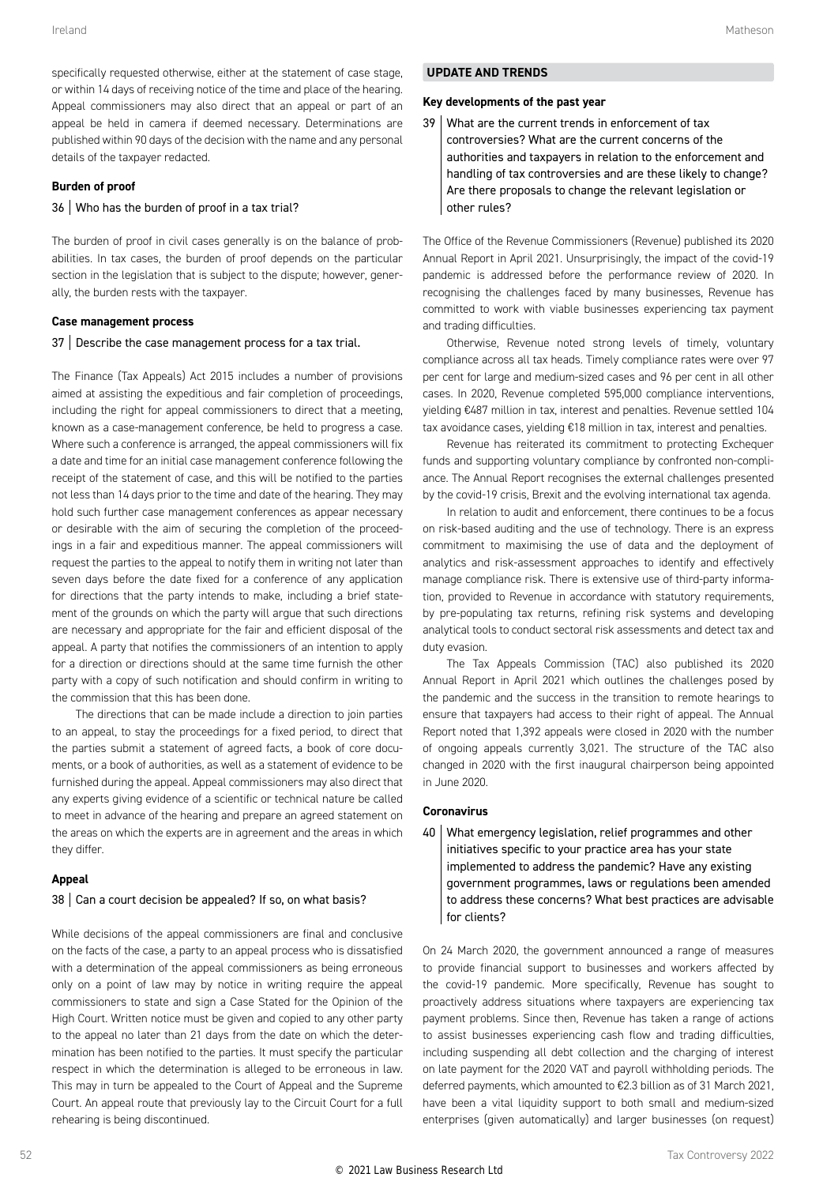specifically requested otherwise, either at the statement of case stage, or within 14 days of receiving notice of the time and place of the hearing. Appeal commissioners may also direct that an appeal or part of an appeal be held in camera if deemed necessary. Determinations are published within 90 days of the decision with the name and any personal details of the taxpayer redacted.

**Burden of proof**

### 36 | Who has the burden of proof in a tax trial?

The burden of proof in civil cases generally is on the balance of probabilities. In tax cases, the burden of proof depends on the particular section in the legislation that is subject to the dispute; however, generally, the burden rests with the taxpayer.

**Case management process**

### 37 | Describe the case management process for a tax trial.

The Finance (Tax Appeals) Act 2015 includes a number of provisions aimed at assisting the expeditious and fair completion of proceedings, including the right for appeal commissioners to direct that a meeting, known as a case-management conference, be held to progress a case. Where such a conference is arranged, the appeal commissioners will fix a date and time for an initial case management conference following the receipt of the statement of case, and this will be notified to the parties not less than 14 days prior to the time and date of the hearing. They may hold such further case management conferences as appear necessary or desirable with the aim of securing the completion of the proceedings in a fair and expeditious manner. The appeal commissioners will request the parties to the appeal to notify them in writing not later than seven days before the date fixed for a conference of any application for directions that the party intends to make, including a brief statement of the grounds on which the party will argue that such directions are necessary and appropriate for the fair and efficient disposal of the appeal. A party that notifies the commissioners of an intention to apply for a direction or directions should at the same time furnish the other party with a copy of such notification and should confirm in writing to the commission that this has been done.

The directions that can be made include a direction to join parties to an appeal, to stay the proceedings for a fixed period, to direct that the parties submit a statement of agreed facts, a book of core documents, or a book of authorities, as well as a statement of evidence to be furnished during the appeal. Appeal commissioners may also direct that any experts giving evidence of a scientific or technical nature be called to meet in advance of the hearing and prepare an agreed statement on the areas on which the experts are in agreement and the areas in which they differ.

**Appeal**

### 38 | Can a court decision be appealed? If so, on what basis?

While decisions of the appeal commissioners are final and conclusive on the facts of the case, a party to an appeal process who is dissatisfied with a determination of the appeal commissioners as being erroneous only on a point of law may by notice in writing require the appeal commissioners to state and sign a Case Stated for the Opinion of the High Court. Written notice must be given and copied to any other party to the appeal no later than 21 days from the date on which the determination has been notified to the parties. It must specify the particular respect in which the determination is alleged to be erroneous in law. This may in turn be appealed to the Court of Appeal and the Supreme Court. An appeal route that previously lay to the Circuit Court for a full rehearing is being discontinued.

## UPDATE AND TRENDS

**Key developments of the past year**

### 39 | What are the current trends in enforcement of tax controversies? What are the current concerns of the authorities and taxpayers in relation to the enforcement and handling of tax controversies and are these likely to change? Are there proposals to change the relevant legislation or other rules?

The Office of the Revenue Commissioners (Revenue) published its 2020 Annual Report in April 2021. Unsurprisingly, the impact of the covid-19 pandemic is addressed before the performance review of 2020. In recognising the challenges faced by many businesses, Revenue has committed to work with viable businesses experiencing tax payment and trading difficulties.

Otherwise, Revenue noted strong levels of timely, voluntary compliance across all tax heads. Timely compliance rates were over 97 per cent for large and medium-sized cases and 96 per cent in all other cases. In 2020, Revenue completed 595,000 compliance interventions, yielding €487 million in tax, interest and penalties. Revenue settled 104 tax avoidance cases, yielding €18 million in tax, interest and penalties.

Revenue has reiterated its commitment to protecting Exchequer funds and supporting voluntary compliance by confronted non-compliance. The Annual Report recognises the external challenges presented by the covid-19 crisis, Brexit and the evolving international tax agenda.

In relation to audit and enforcement, there continues to be a focus on risk-based auditing and the use of technology. There is an express commitment to maximising the use of data and the deployment of analytics and risk-assessment approaches to identify and effectively manage compliance risk. There is extensive use of third-party information, provided to Revenue in accordance with statutory requirements, by pre-populating tax returns, refining risk systems and developing analytical tools to conduct sectoral risk assessments and detect tax and duty evasion.

The Tax Appeals Commission (TAC) also published its 2020 Annual Report in April 2021 which outlines the challenges posed by the pandemic and the success in the transition to remote hearings to ensure that taxpayers had access to their right of appeal. The Annual Report noted that 1,392 appeals were closed in 2020 with the number of ongoing appeals currently 3,021. The structure of the TAC also changed in 2020 with the first inaugural chairperson being appointed in June 2020.

**Coronavirus**

### 40 | What emergency legislation, relief programmes and other initiatives specific to your practice area has your state implemented to address the pandemic? Have any existing government programmes, laws or regulations been amended to address these concerns? What best practices are advisable for clients?

On 24 March 2020, the government announced a range of measures to provide financial support to businesses and workers affected by the covid-19 pandemic. More specifically, Revenue has sought to proactively address situations where taxpayers are experiencing tax payment problems. Since then, Revenue has taken a range of actions to assist businesses experiencing cash flow and trading difficulties, including suspending all debt collection and the charging of interest on late payment for the 2020 VAT and payroll withholding periods. The deferred payments, which amounted to €2.3 billion as of 31 March 2021, have been a vital liquidity support to both small and medium-sized enterprises (given automatically) and larger businesses (on request)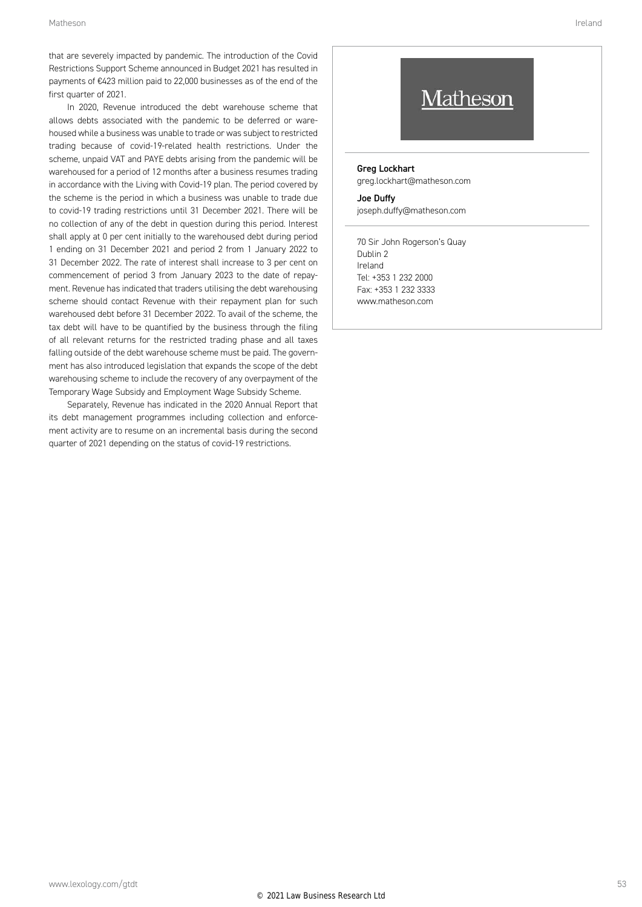that are severely impacted by pandemic. The introduction of the Covid Restrictions Support Scheme announced in Budget 2021 has resulted in payments of €423 million paid to 22,000 businesses as of the end of the first quarter of 2021.

In 2020, Revenue introduced the debt warehouse scheme that allows debts associated with the pandemic to be deferred or warehoused while a business was unable to trade or was subject to restricted trading because of covid-19-related health restrictions. Under the scheme, unpaid VAT and PAYE debts arising from the pandemic will be warehoused for a period of 12 months after a business resumes trading in accordance with the Living with Covid-19 plan. The period covered by the scheme is the period in which a business was unable to trade due to covid-19 trading restrictions until 31 December 2021. There will be no collection of any of the debt in question during this period. Interest shall apply at 0 per cent initially to the warehoused debt during period 1 ending on 31 December 2021 and period 2 from 1 January 2022 to 31 December 2022. The rate of interest shall increase to 3 per cent on commencement of period 3 from January 2023 to the date of repayment. Revenue has indicated that traders utilising the debt warehousing scheme should contact Revenue with their repayment plan for such warehoused debt before 31 December 2022. To avail of the scheme, the tax debt will have to be quantified by the business through the filing of all relevant returns for the restricted trading phase and all taxes falling outside of the debt warehouse scheme must be paid. The government has also introduced legislation that expands the scope of the debt warehousing scheme to include the recovery of any overpayment of the Temporary Wage Subsidy and Employment Wage Subsidy Scheme.

Separately, Revenue has indicated in the 2020 Annual Report that its debt management programmes including collection and enforcement activity are to resume on an incremental basis during the second quarter of 2021 depending on the status of covid-19 restrictions.

Matheson

**Greg Lockhart**
greg.lockhart@matheson.com

**Joe Duffy**
joseph.duffy@matheson.com

70 Sir John Rogerson's Quay
Dublin 2
Ireland
Tel: +353 1 232 2000
Fax: +353 1 232 3333
www.matheson.com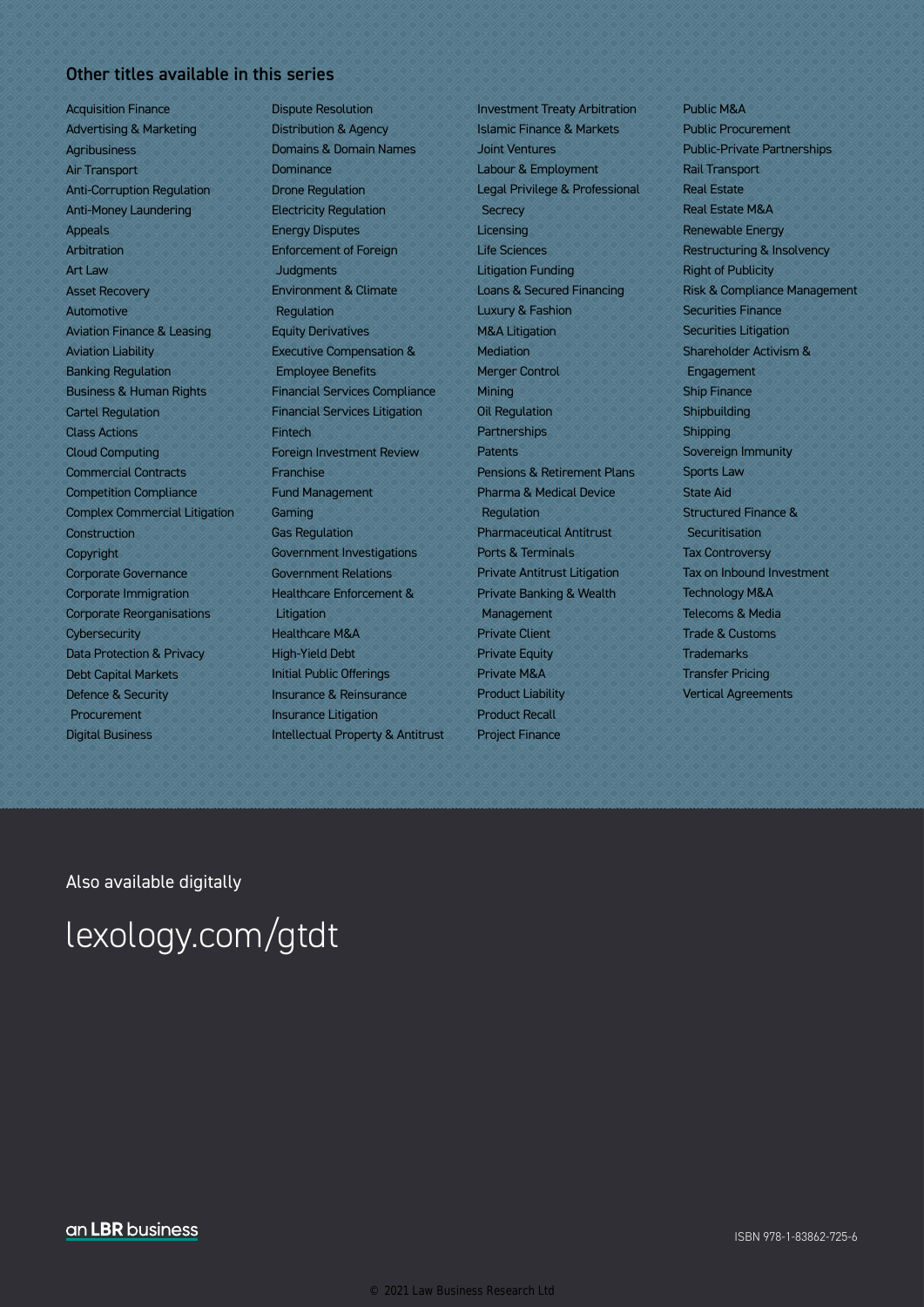## Other titles available in this series

- Acquisition Finance
- Advertising & Marketing
- Agribusiness
- Air Transport
- Anti-Corruption Regulation
- Anti-Money Laundering
- Appeals
- Arbitration
- Art Law
- Asset Recovery
- Automotive
- Aviation Finance & Leasing
- Aviation Liability
- Banking Regulation
- Business & Human Rights
- Cartel Regulation
- Class Actions
- Cloud Computing
- Commercial Contracts
- Competition Compliance
- Complex Commercial Litigation
- Construction
- Copyright
- Corporate Governance
- Corporate Immigration
- Corporate Reorganisations
- Cybersecurity
- Data Protection & Privacy
- Debt Capital Markets
- Defence & Security Procurement
- Digital Business
- Dispute Resolution
- Distribution & Agency
- Domains & Domain Names
- Dominance
- Drone Regulation
- Electricity Regulation
- Energy Disputes
- Enforcement of Foreign Judgments
- Environment & Climate Regulation
- Equity Derivatives
- Executive Compensation & Employee Benefits
- Financial Services Compliance
- Financial Services Litigation
- Fintech
- Foreign Investment Review
- Franchise
- Fund Management
- Gaming
- Gas Regulation
- Government Investigations
- Government Relations
- Healthcare Enforcement & Litigation
- Healthcare M&A
- High-Yield Debt
- Initial Public Offerings
- Insurance & Reinsurance
- Insurance Litigation
- Intellectual Property & Antitrust
- Investment Treaty Arbitration
- Islamic Finance & Markets
- Joint Ventures
- Labour & Employment
- Legal Privilege & Professional Secrecy
- Licensing
- Life Sciences
- Litigation Funding
- Loans & Secured Financing
- Luxury & Fashion
- M&A Litigation
- Mediation
- Merger Control
- Mining
- Oil Regulation
- Partnerships
- Patents
- Pensions & Retirement Plans
- Pharma & Medical Device Regulation
- Pharmaceutical Antitrust
- Ports & Terminals
- Private Antitrust Litigation
- Private Banking & Wealth Management
- Private Client
- Private Equity
- Private M&A
- Product Liability
- Product Recall
- Project Finance
- Public M&A
- Public Procurement
- Public-Private Partnerships
- Rail Transport
- Real Estate
- Real Estate M&A
- Renewable Energy
- Restructuring & Insolvency
- Right of Publicity
- Risk & Compliance Management
- Securities Finance
- Securities Litigation
- Shareholder Activism & Engagement
- Ship Finance
- Shipbuilding
- Shipping
- Sovereign Immunity
- Sports Law
- State Aid
- Structured Finance & Securitisation
- Tax Controversy
- Tax on Inbound Investment
- Technology M&A
- Telecoms & Media
- Trade & Customs
- Trademarks
- Transfer Pricing
- Vertical Agreements

Also available digitally

lexology.com/gtdt

an LBR business

ISBN 978-1-83862-725-6

© 2021 Law Business Research Ltd